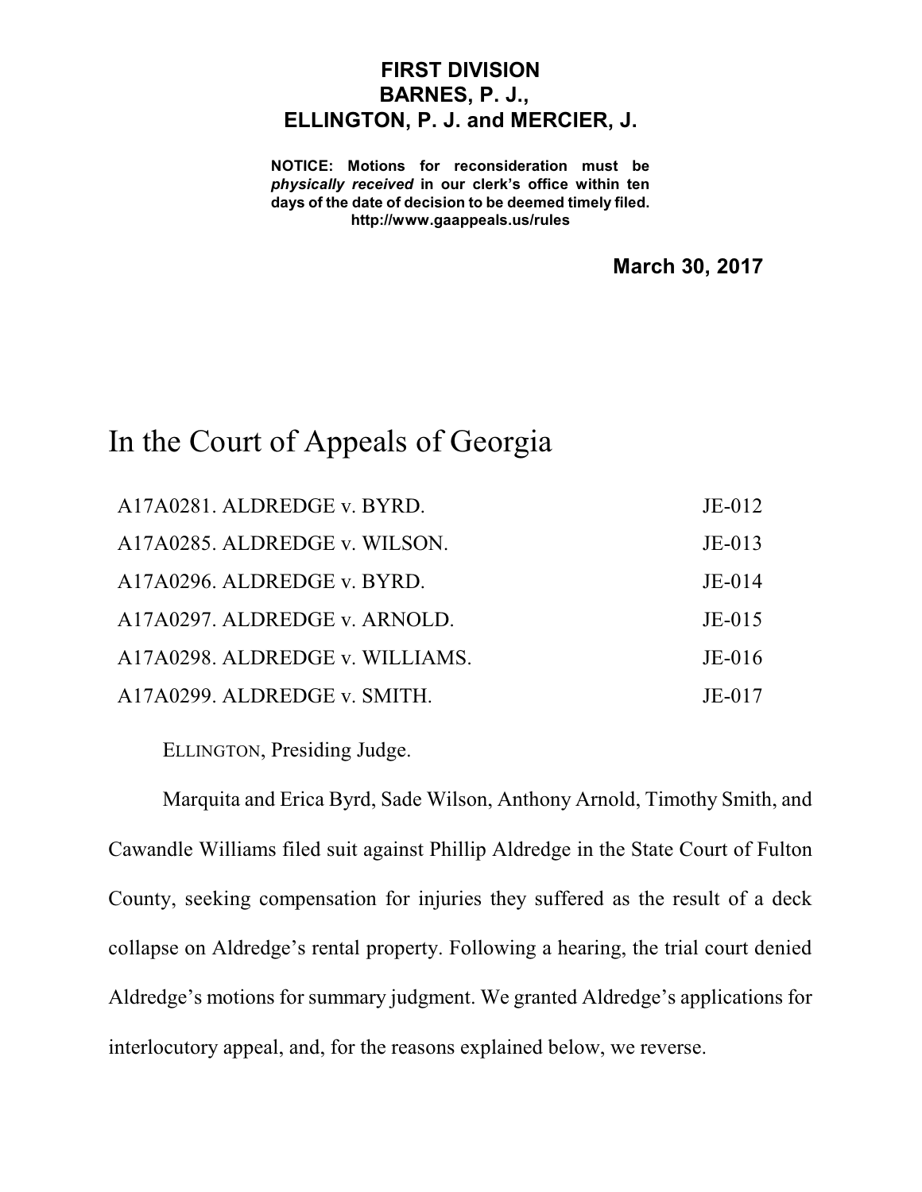**FIRST DIVISION**
**BARNES, P. J.,**
**ELLINGTON, P. J. and MERCIER, J.**

**NOTICE: Motions for reconsideration must be *physically received* in our clerk's office within ten days of the date of decision to be deemed timely filed.**
**http://www.gaappeals.us/rules**

**March 30, 2017**

# In the Court of Appeals of Georgia

| | |
|---|---|
| A17A0281. ALDREDGE v. BYRD. | JE-012 |
| A17A0285. ALDREDGE v. WILSON. | JE-013 |
| A17A0296. ALDREDGE v. BYRD. | JE-014 |
| A17A0297. ALDREDGE v. ARNOLD. | JE-015 |
| A17A0298. ALDREDGE v. WILLIAMS. | JE-016 |
| A17A0299. ALDREDGE v. SMITH. | JE-017 |

ELLINGTON, Presiding Judge.

Marquita and Erica Byrd, Sade Wilson, Anthony Arnold, Timothy Smith, and Cawandle Williams filed suit against Phillip Aldredge in the State Court of Fulton County, seeking compensation for injuries they suffered as the result of a deck collapse on Aldredge's rental property. Following a hearing, the trial court denied Aldredge's motions for summary judgment. We granted Aldredge's applications for interlocutory appeal, and, for the reasons explained below, we reverse.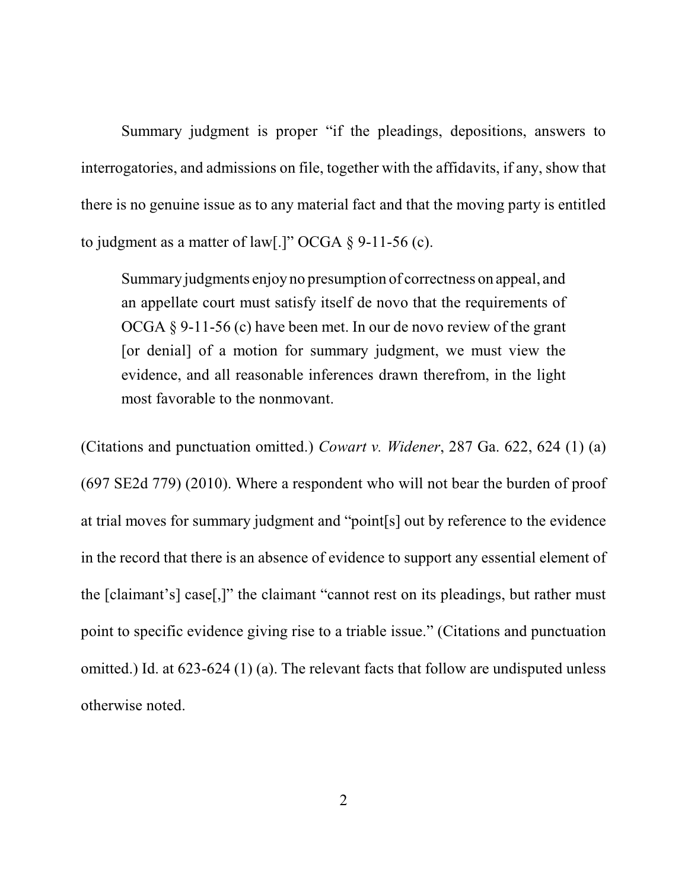Summary judgment is proper "if the pleadings, depositions, answers to interrogatories, and admissions on file, together with the affidavits, if any, show that there is no genuine issue as to any material fact and that the moving party is entitled to judgment as a matter of law[.]" OCGA § 9-11-56 (c).

> Summary judgments enjoy no presumption of correctness on appeal, and an appellate court must satisfy itself de novo that the requirements of OCGA § 9-11-56 (c) have been met. In our de novo review of the grant [or denial] of a motion for summary judgment, we must view the evidence, and all reasonable inferences drawn therefrom, in the light most favorable to the nonmovant.

(Citations and punctuation omitted.) *Cowart v. Widener*, 287 Ga. 622, 624 (1) (a) (697 SE2d 779) (2010). Where a respondent who will not bear the burden of proof at trial moves for summary judgment and "point[s] out by reference to the evidence in the record that there is an absence of evidence to support any essential element of the [claimant's] case[,]" the claimant "cannot rest on its pleadings, but rather must point to specific evidence giving rise to a triable issue." (Citations and punctuation omitted.) Id. at 623-624 (1) (a). The relevant facts that follow are undisputed unless otherwise noted.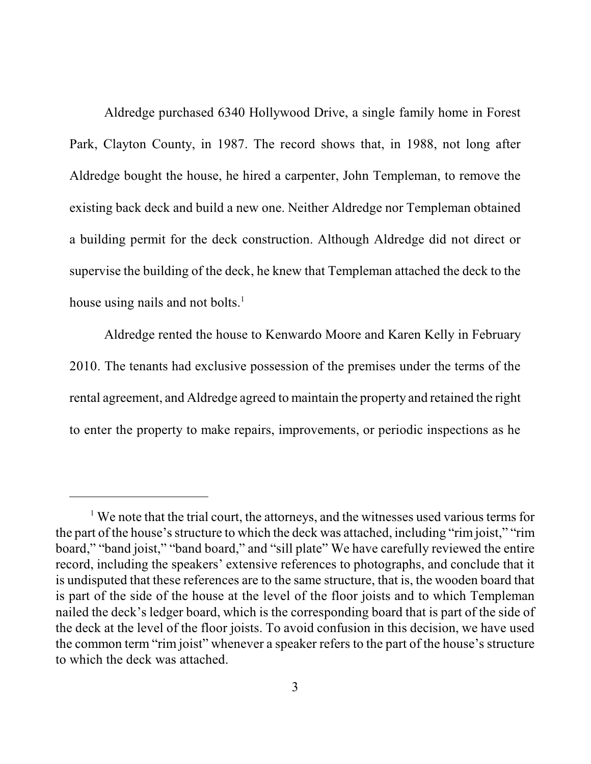Aldredge purchased 6340 Hollywood Drive, a single family home in Forest Park, Clayton County, in 1987. The record shows that, in 1988, not long after Aldredge bought the house, he hired a carpenter, John Templeman, to remove the existing back deck and build a new one. Neither Aldredge nor Templeman obtained a building permit for the deck construction. Although Aldredge did not direct or supervise the building of the deck, he knew that Templeman attached the deck to the house using nails and not bolts.[1]

Aldredge rented the house to Kenwardo Moore and Karen Kelly in February 2010. The tenants had exclusive possession of the premises under the terms of the rental agreement, and Aldredge agreed to maintain the property and retained the right to enter the property to make repairs, improvements, or periodic inspections as he

---

[1] We note that the trial court, the attorneys, and the witnesses used various terms for the part of the house's structure to which the deck was attached, including "rim joist," "rim board," "band joist," "band board," and "sill plate" We have carefully reviewed the entire record, including the speakers' extensive references to photographs, and conclude that it is undisputed that these references are to the same structure, that is, the wooden board that is part of the side of the house at the level of the floor joists and to which Templeman nailed the deck's ledger board, which is the corresponding board that is part of the side of the deck at the level of the floor joists. To avoid confusion in this decision, we have used the common term "rim joist" whenever a speaker refers to the part of the house's structure to which the deck was attached.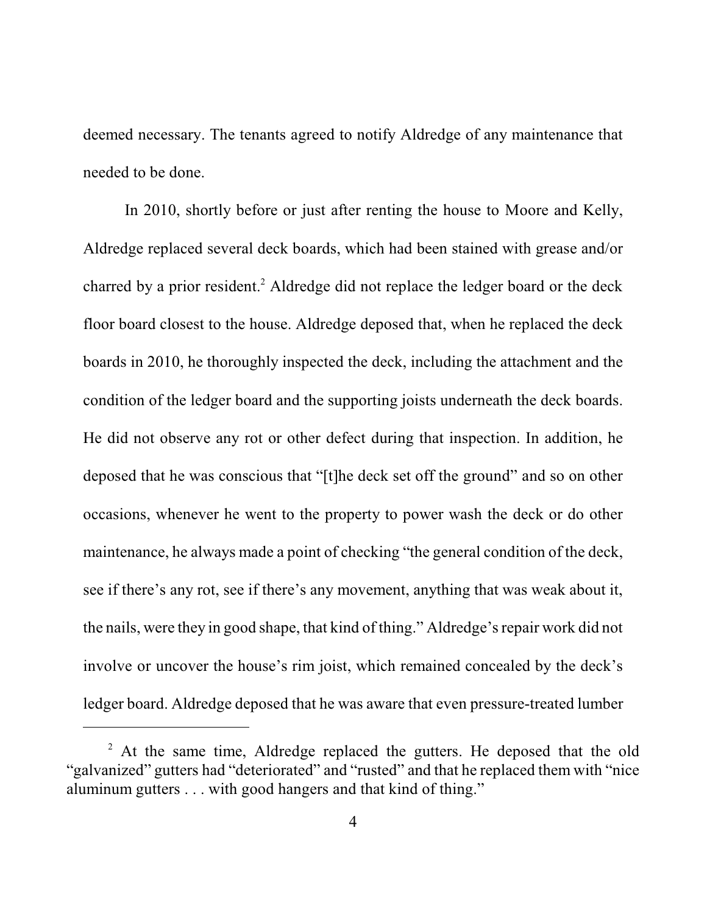deemed necessary. The tenants agreed to notify Aldredge of any maintenance that needed to be done.

In 2010, shortly before or just after renting the house to Moore and Kelly, Aldredge replaced several deck boards, which had been stained with grease and/or charred by a prior resident.[2] Aldredge did not replace the ledger board or the deck floor board closest to the house. Aldredge deposed that, when he replaced the deck boards in 2010, he thoroughly inspected the deck, including the attachment and the condition of the ledger board and the supporting joists underneath the deck boards. He did not observe any rot or other defect during that inspection. In addition, he deposed that he was conscious that "[t]he deck set off the ground" and so on other occasions, whenever he went to the property to power wash the deck or do other maintenance, he always made a point of checking "the general condition of the deck, see if there's any rot, see if there's any movement, anything that was weak about it, the nails, were they in good shape, that kind of thing." Aldredge's repair work did not involve or uncover the house's rim joist, which remained concealed by the deck's ledger board. Aldredge deposed that he was aware that even pressure-treated lumber

---

[2] At the same time, Aldredge replaced the gutters. He deposed that the old "galvanized" gutters had "deteriorated" and "rusted" and that he replaced them with "nice aluminum gutters . . . with good hangers and that kind of thing."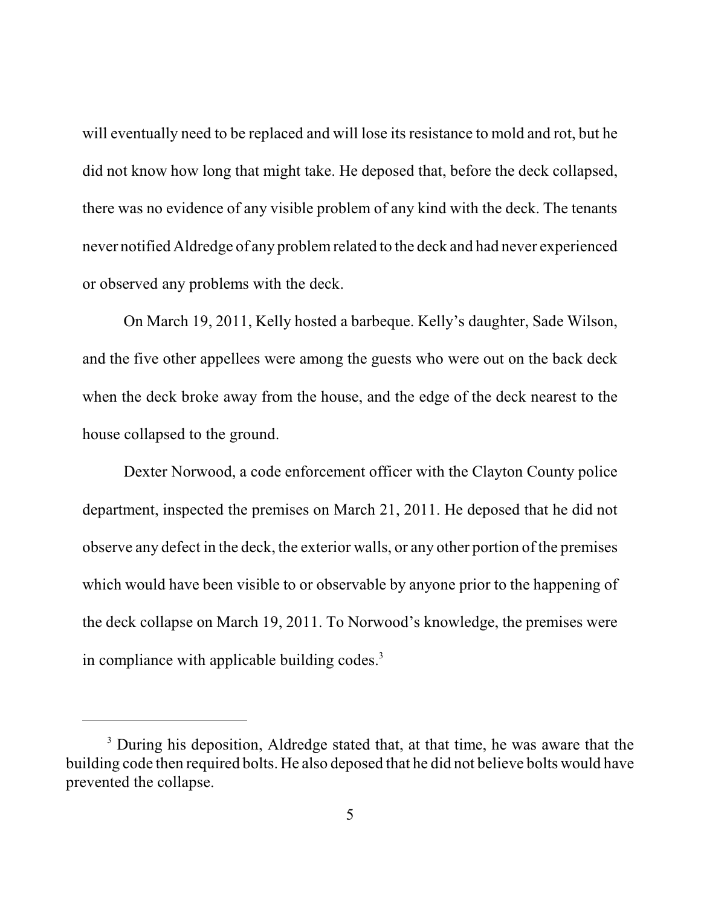will eventually need to be replaced and will lose its resistance to mold and rot, but he did not know how long that might take. He deposed that, before the deck collapsed, there was no evidence of any visible problem of any kind with the deck. The tenants never notified Aldredge of any problem related to the deck and had never experienced or observed any problems with the deck.

On March 19, 2011, Kelly hosted a barbeque. Kelly's daughter, Sade Wilson, and the five other appellees were among the guests who were out on the back deck when the deck broke away from the house, and the edge of the deck nearest to the house collapsed to the ground.

Dexter Norwood, a code enforcement officer with the Clayton County police department, inspected the premises on March 21, 2011. He deposed that he did not observe any defect in the deck, the exterior walls, or any other portion of the premises which would have been visible to or observable by anyone prior to the happening of the deck collapse on March 19, 2011. To Norwood's knowledge, the premises were in compliance with applicable building codes.[3]

---

[3] During his deposition, Aldredge stated that, at that time, he was aware that the building code then required bolts. He also deposed that he did not believe bolts would have prevented the collapse.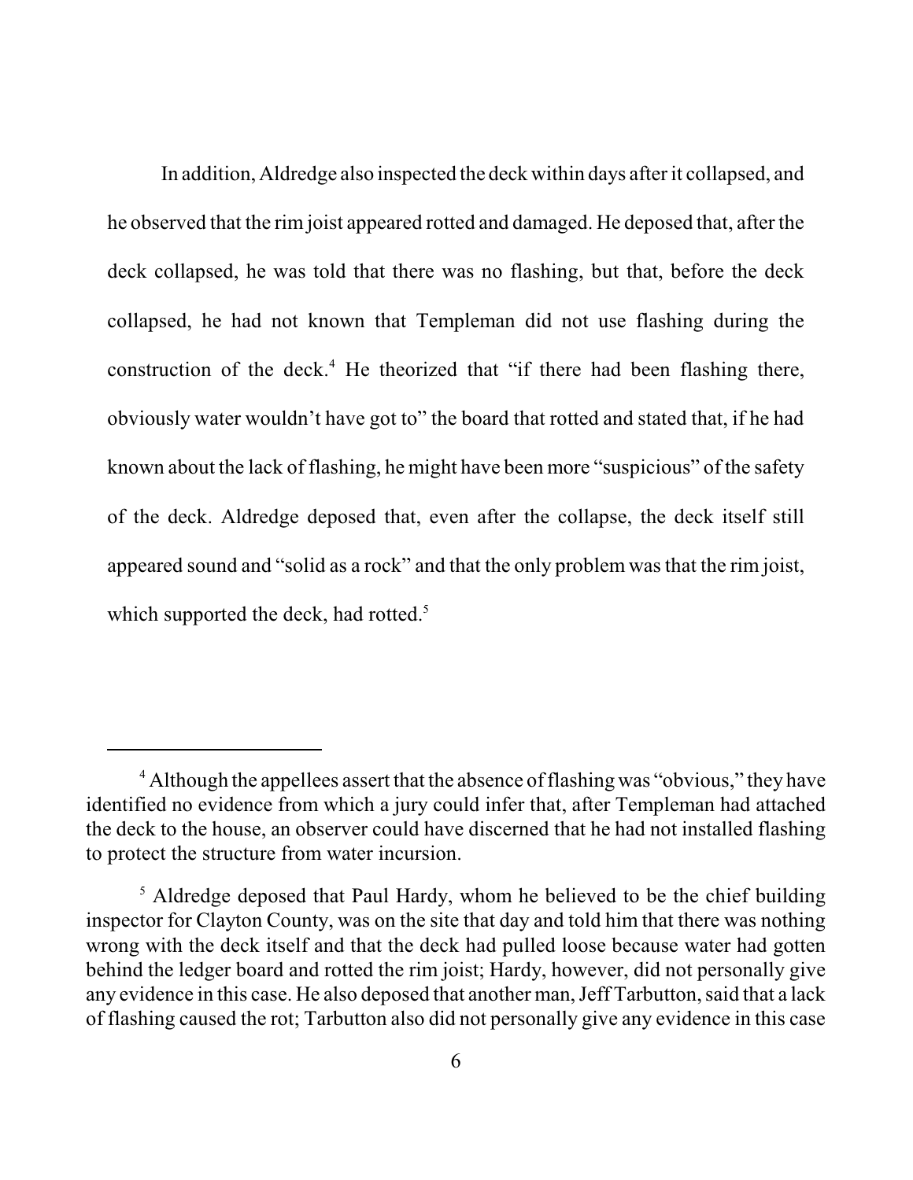In addition, Aldredge also inspected the deck within days after it collapsed, and he observed that the rim joist appeared rotted and damaged. He deposed that, after the deck collapsed, he was told that there was no flashing, but that, before the deck collapsed, he had not known that Templeman did not use flashing during the construction of the deck.[4] He theorized that "if there had been flashing there, obviously water wouldn't have got to" the board that rotted and stated that, if he had known about the lack of flashing, he might have been more "suspicious" of the safety of the deck. Aldredge deposed that, even after the collapse, the deck itself still appeared sound and "solid as a rock" and that the only problem was that the rim joist, which supported the deck, had rotted.[5]

---

[4] Although the appellees assert that the absence of flashing was "obvious," they have identified no evidence from which a jury could infer that, after Templeman had attached the deck to the house, an observer could have discerned that he had not installed flashing to protect the structure from water incursion.

[5] Aldredge deposed that Paul Hardy, whom he believed to be the chief building inspector for Clayton County, was on the site that day and told him that there was nothing wrong with the deck itself and that the deck had pulled loose because water had gotten behind the ledger board and rotted the rim joist; Hardy, however, did not personally give any evidence in this case. He also deposed that another man, Jeff Tarbutton, said that a lack of flashing caused the rot; Tarbutton also did not personally give any evidence in this case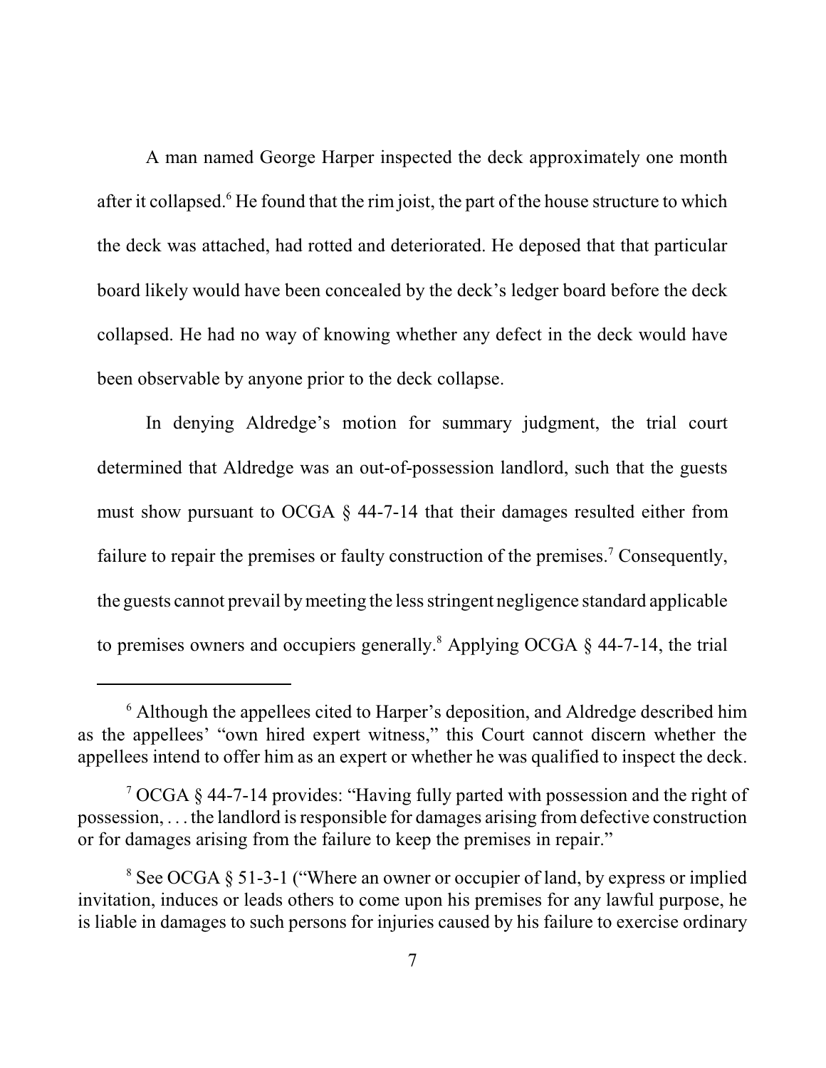A man named George Harper inspected the deck approximately one month after it collapsed.[6] He found that the rim joist, the part of the house structure to which the deck was attached, had rotted and deteriorated. He deposed that that particular board likely would have been concealed by the deck's ledger board before the deck collapsed. He had no way of knowing whether any defect in the deck would have been observable by anyone prior to the deck collapse.

In denying Aldredge's motion for summary judgment, the trial court determined that Aldredge was an out-of-possession landlord, such that the guests must show pursuant to OCGA § 44-7-14 that their damages resulted either from failure to repair the premises or faulty construction of the premises.[7] Consequently, the guests cannot prevail by meeting the less stringent negligence standard applicable to premises owners and occupiers generally.[8] Applying OCGA § 44-7-14, the trial

---

[6] Although the appellees cited to Harper's deposition, and Aldredge described him as the appellees' "own hired expert witness," this Court cannot discern whether the appellees intend to offer him as an expert or whether he was qualified to inspect the deck.

[7] OCGA § 44-7-14 provides: "Having fully parted with possession and the right of possession, . . . the landlord is responsible for damages arising from defective construction or for damages arising from the failure to keep the premises in repair."

[8] See OCGA § 51-3-1 ("Where an owner or occupier of land, by express or implied invitation, induces or leads others to come upon his premises for any lawful purpose, he is liable in damages to such persons for injuries caused by his failure to exercise ordinary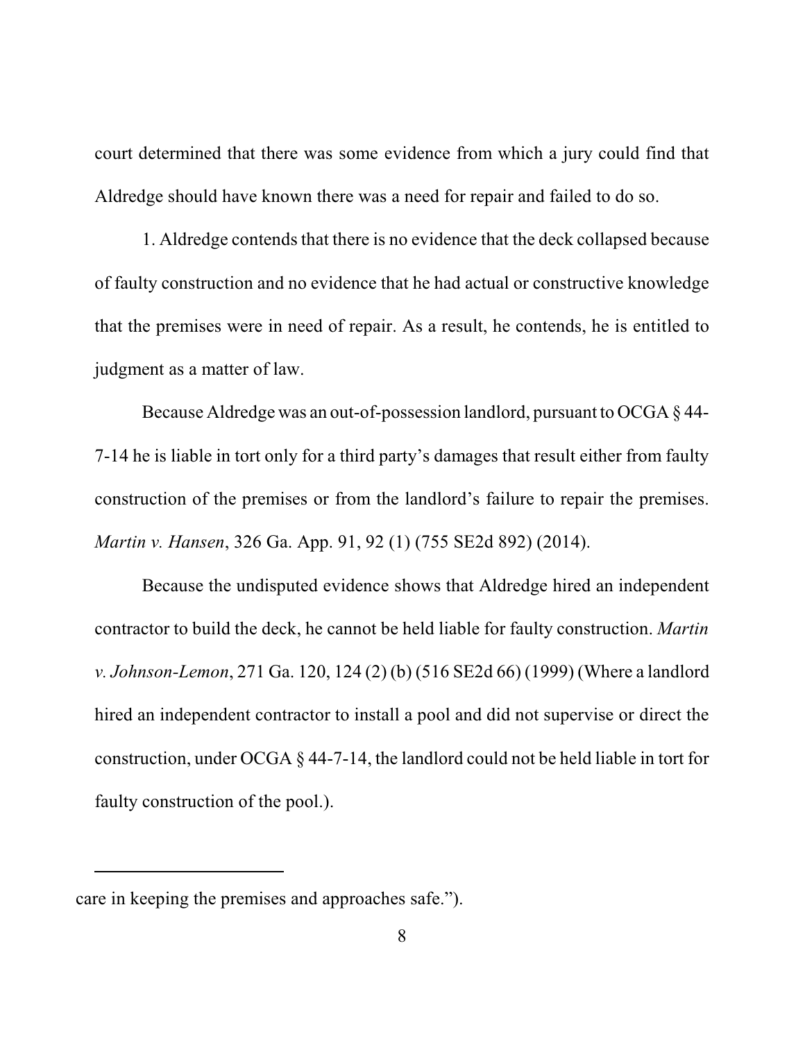court determined that there was some evidence from which a jury could find that Aldredge should have known there was a need for repair and failed to do so.

1. Aldredge contends that there is no evidence that the deck collapsed because of faulty construction and no evidence that he had actual or constructive knowledge that the premises were in need of repair. As a result, he contends, he is entitled to judgment as a matter of law.

Because Aldredge was an out-of-possession landlord, pursuant to OCGA § 44-7-14 he is liable in tort only for a third party's damages that result either from faulty construction of the premises or from the landlord's failure to repair the premises. *Martin v. Hansen*, 326 Ga. App. 91, 92 (1) (755 SE2d 892) (2014).

Because the undisputed evidence shows that Aldredge hired an independent contractor to build the deck, he cannot be held liable for faulty construction. *Martin v. Johnson-Lemon*, 271 Ga. 120, 124 (2) (b) (516 SE2d 66) (1999) (Where a landlord hired an independent contractor to install a pool and did not supervise or direct the construction, under OCGA § 44-7-14, the landlord could not be held liable in tort for faulty construction of the pool.).

---

care in keeping the premises and approaches safe.").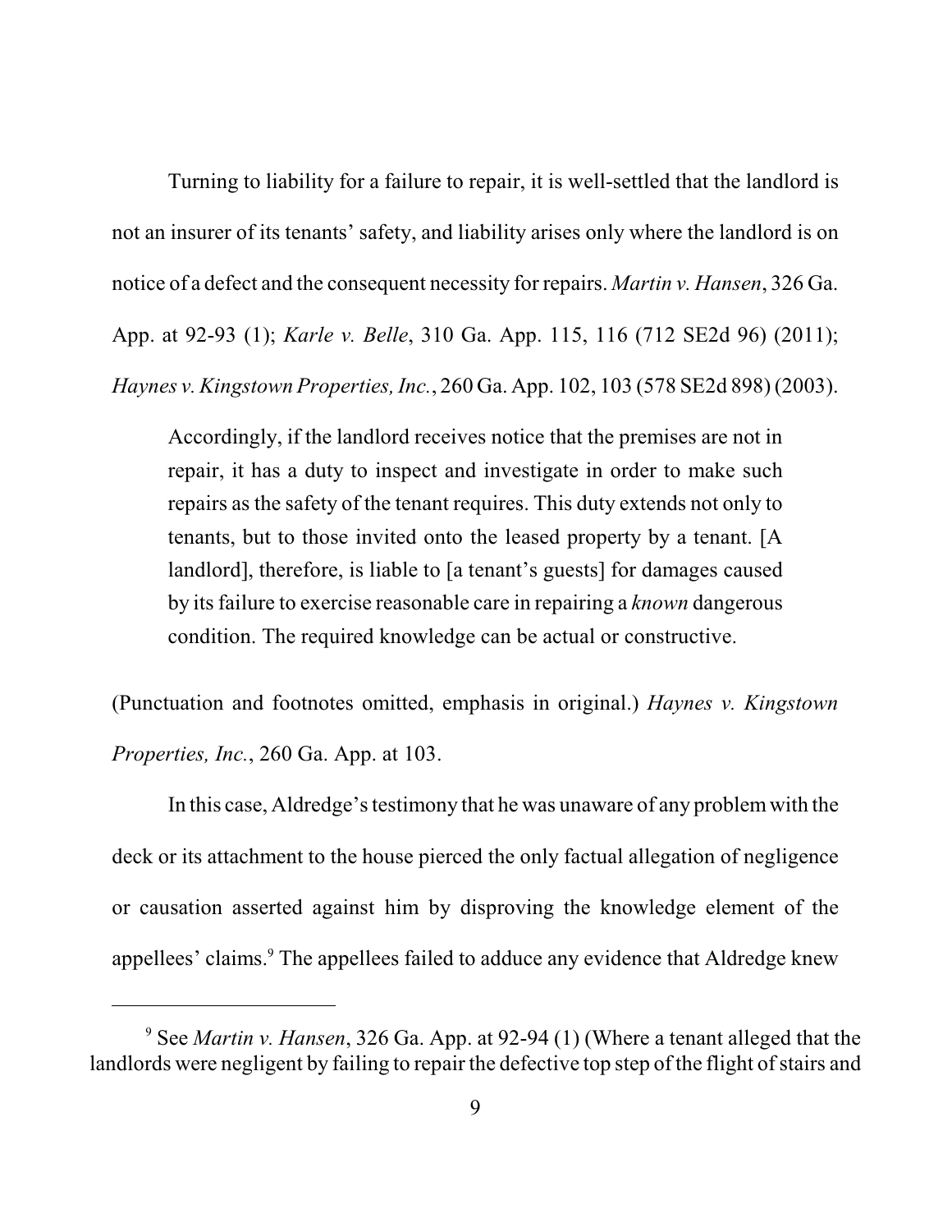Turning to liability for a failure to repair, it is well-settled that the landlord is not an insurer of its tenants' safety, and liability arises only where the landlord is on notice of a defect and the consequent necessity for repairs. *Martin v. Hansen*, 326 Ga. App. at 92-93 (1); *Karle v. Belle*, 310 Ga. App. 115, 116 (712 SE2d 96) (2011); *Haynes v. Kingstown Properties, Inc.*, 260 Ga. App. 102, 103 (578 SE2d 898) (2003).

> Accordingly, if the landlord receives notice that the premises are not in repair, it has a duty to inspect and investigate in order to make such repairs as the safety of the tenant requires. This duty extends not only to tenants, but to those invited onto the leased property by a tenant. [A landlord], therefore, is liable to [a tenant's guests] for damages caused by its failure to exercise reasonable care in repairing a *known* dangerous condition. The required knowledge can be actual or constructive.

(Punctuation and footnotes omitted, emphasis in original.) *Haynes v. Kingstown Properties, Inc.*, 260 Ga. App. at 103.

In this case, Aldredge's testimony that he was unaware of any problem with the deck or its attachment to the house pierced the only factual allegation of negligence or causation asserted against him by disproving the knowledge element of the appellees' claims.[9] The appellees failed to adduce any evidence that Aldredge knew

---

[9] See *Martin v. Hansen*, 326 Ga. App. at 92-94 (1) (Where a tenant alleged that the landlords were negligent by failing to repair the defective top step of the flight of stairs and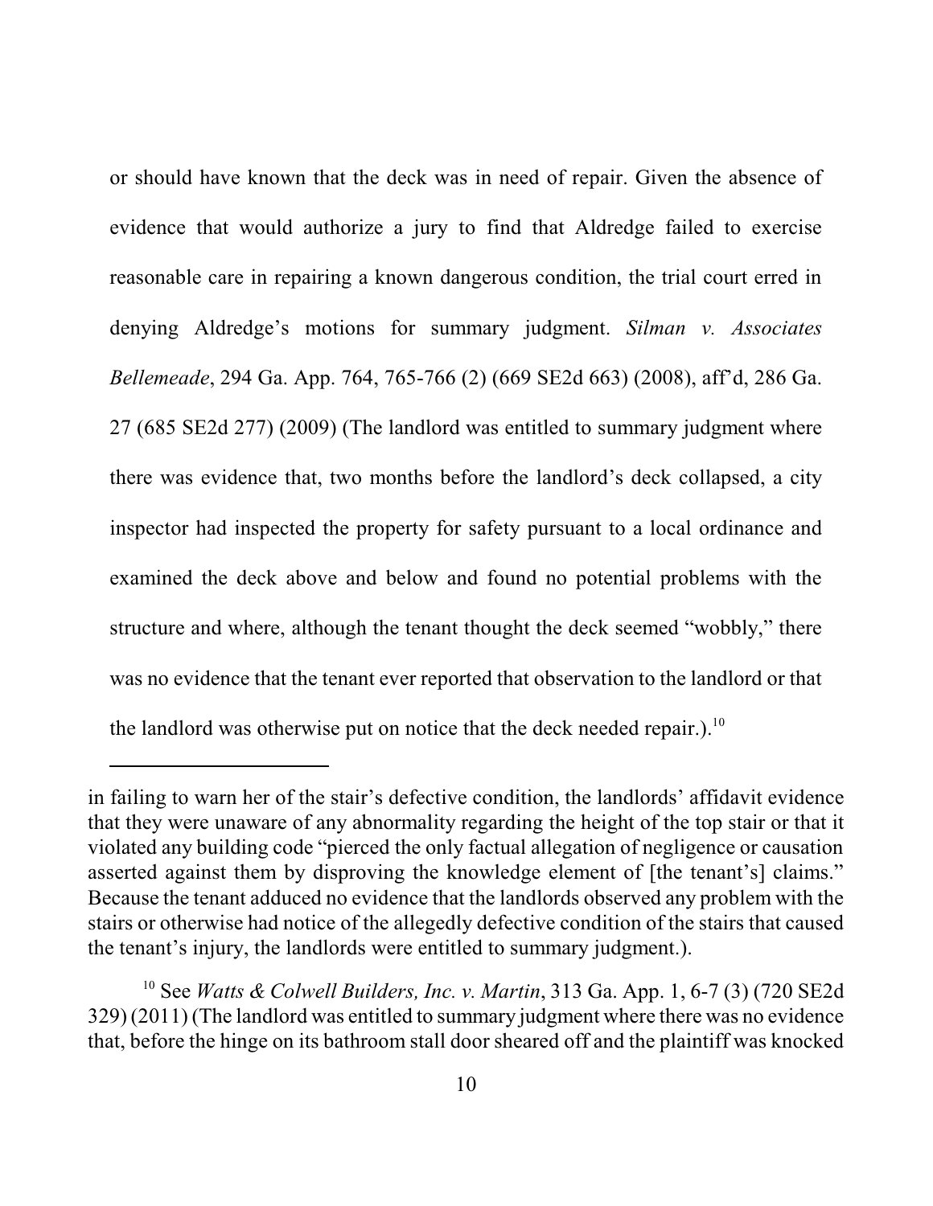or should have known that the deck was in need of repair. Given the absence of evidence that would authorize a jury to find that Aldredge failed to exercise reasonable care in repairing a known dangerous condition, the trial court erred in denying Aldredge's motions for summary judgment. *Silman v. Associates Bellemeade*, 294 Ga. App. 764, 765-766 (2) (669 SE2d 663) (2008), aff'd, 286 Ga. 27 (685 SE2d 277) (2009) (The landlord was entitled to summary judgment where there was evidence that, two months before the landlord's deck collapsed, a city inspector had inspected the property for safety pursuant to a local ordinance and examined the deck above and below and found no potential problems with the structure and where, although the tenant thought the deck seemed "wobbly," there was no evidence that the tenant ever reported that observation to the landlord or that the landlord was otherwise put on notice that the deck needed repair.).[10]

---

in failing to warn her of the stair's defective condition, the landlords' affidavit evidence that they were unaware of any abnormality regarding the height of the top stair or that it violated any building code "pierced the only factual allegation of negligence or causation asserted against them by disproving the knowledge element of [the tenant's] claims." Because the tenant adduced no evidence that the landlords observed any problem with the stairs or otherwise had notice of the allegedly defective condition of the stairs that caused the tenant's injury, the landlords were entitled to summary judgment.).

[10] See *Watts & Colwell Builders, Inc. v. Martin*, 313 Ga. App. 1, 6-7 (3) (720 SE2d 329) (2011) (The landlord was entitled to summary judgment where there was no evidence that, before the hinge on its bathroom stall door sheared off and the plaintiff was knocked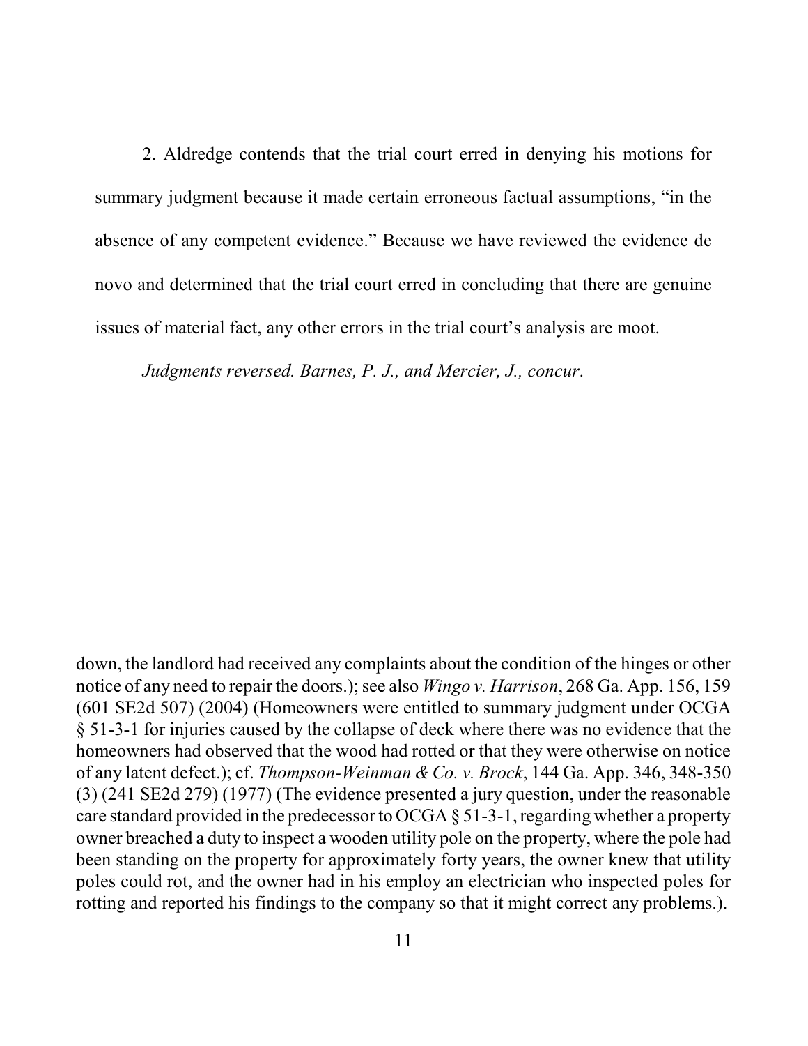2. Aldredge contends that the trial court erred in denying his motions for summary judgment because it made certain erroneous factual assumptions, "in the absence of any competent evidence." Because we have reviewed the evidence de novo and determined that the trial court erred in concluding that there are genuine issues of material fact, any other errors in the trial court's analysis are moot.

*Judgments reversed. Barnes, P. J., and Mercier, J., concur.*

---

down, the landlord had received any complaints about the condition of the hinges or other notice of any need to repair the doors.); see also *Wingo v. Harrison*, 268 Ga. App. 156, 159 (601 SE2d 507) (2004) (Homeowners were entitled to summary judgment under OCGA § 51-3-1 for injuries caused by the collapse of deck where there was no evidence that the homeowners had observed that the wood had rotted or that they were otherwise on notice of any latent defect.); cf. *Thompson-Weinman & Co. v. Brock*, 144 Ga. App. 346, 348-350 (3) (241 SE2d 279) (1977) (The evidence presented a jury question, under the reasonable care standard provided in the predecessor to OCGA § 51-3-1, regarding whether a property owner breached a duty to inspect a wooden utility pole on the property, where the pole had been standing on the property for approximately forty years, the owner knew that utility poles could rot, and the owner had in his employ an electrician who inspected poles for rotting and reported his findings to the company so that it might correct any problems.).